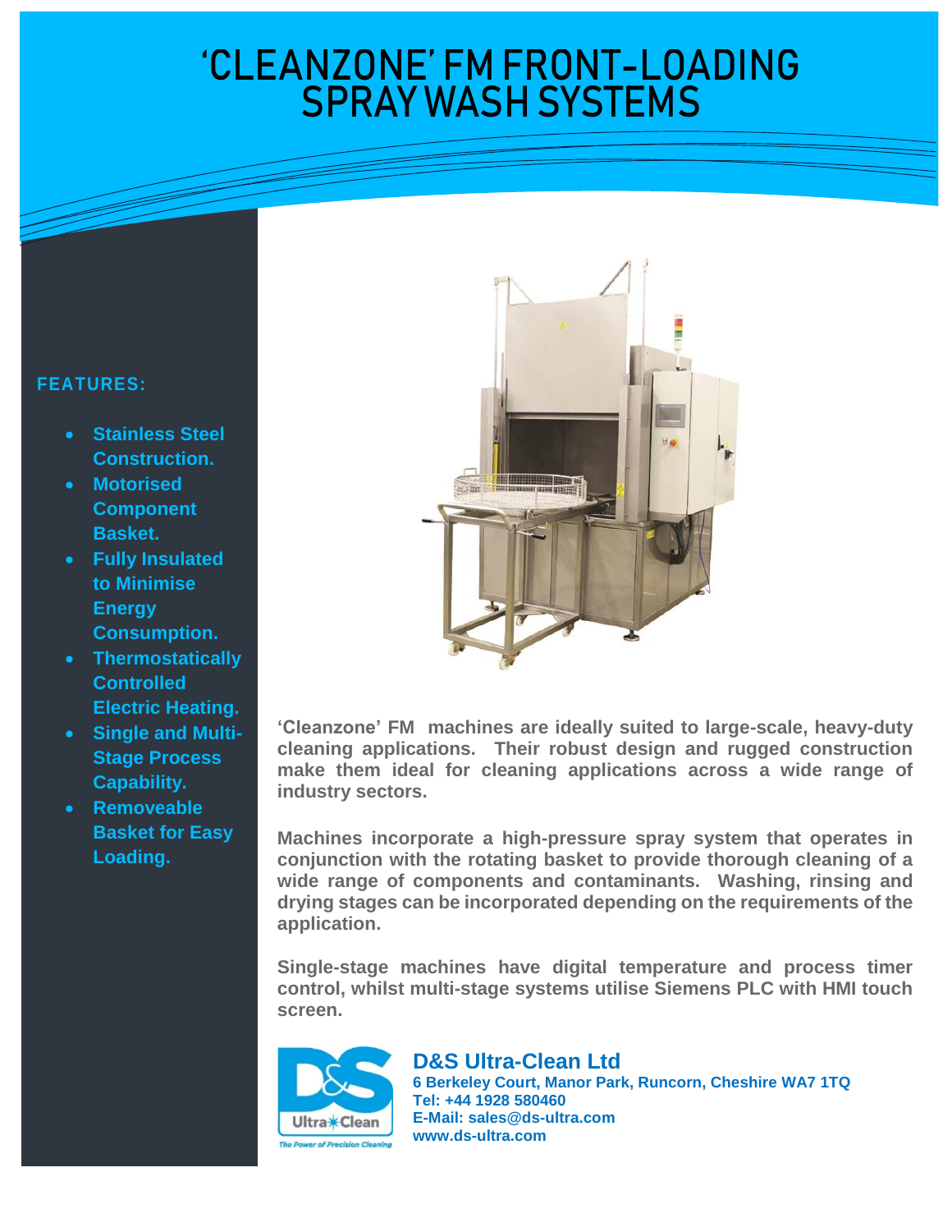# 'CLEANZONE' FM FRONT-LOADING SPRAY WASH SYSTEMS

**FEATURES:**

- **Stainless Steel Construction.**
- **Motorised Component Basket.**
- **Fully Insulated to Minimise Energy Consumption.**
- **Thermostatically Controlled Electric Heating.**
- **Single and Multi-Stage Process Capability.**
- **Removeable Basket for Easy Loading.**

**'Cleanzone' FM machines are ideally suited to large-scale, heavy-duty cleaning applications. Their robust design and rugged construction make them ideal for cleaning applications across a wide range of industry sectors.**

**Machines incorporate a high-pressure spray system that operates in conjunction with the rotating basket to provide thorough cleaning of a wide range of components and contaminants. Washing, rinsing and drying stages can be incorporated depending on the requirements of the application.**

**Single-stage machines have digital temperature and process timer control, whilst multi-stage systems utilise Siemens PLC with HMI touch screen.**

Ultra Clean
*The Power of Precision Cleaning*

**D&S Ultra-Clean Ltd**
**6 Berkeley Court, Manor Park, Runcorn, Cheshire WA7 1TQ**
**Tel: +44 1928 580460**
**E-Mail: sales@ds-ultra.com**
**www.ds-ultra.com**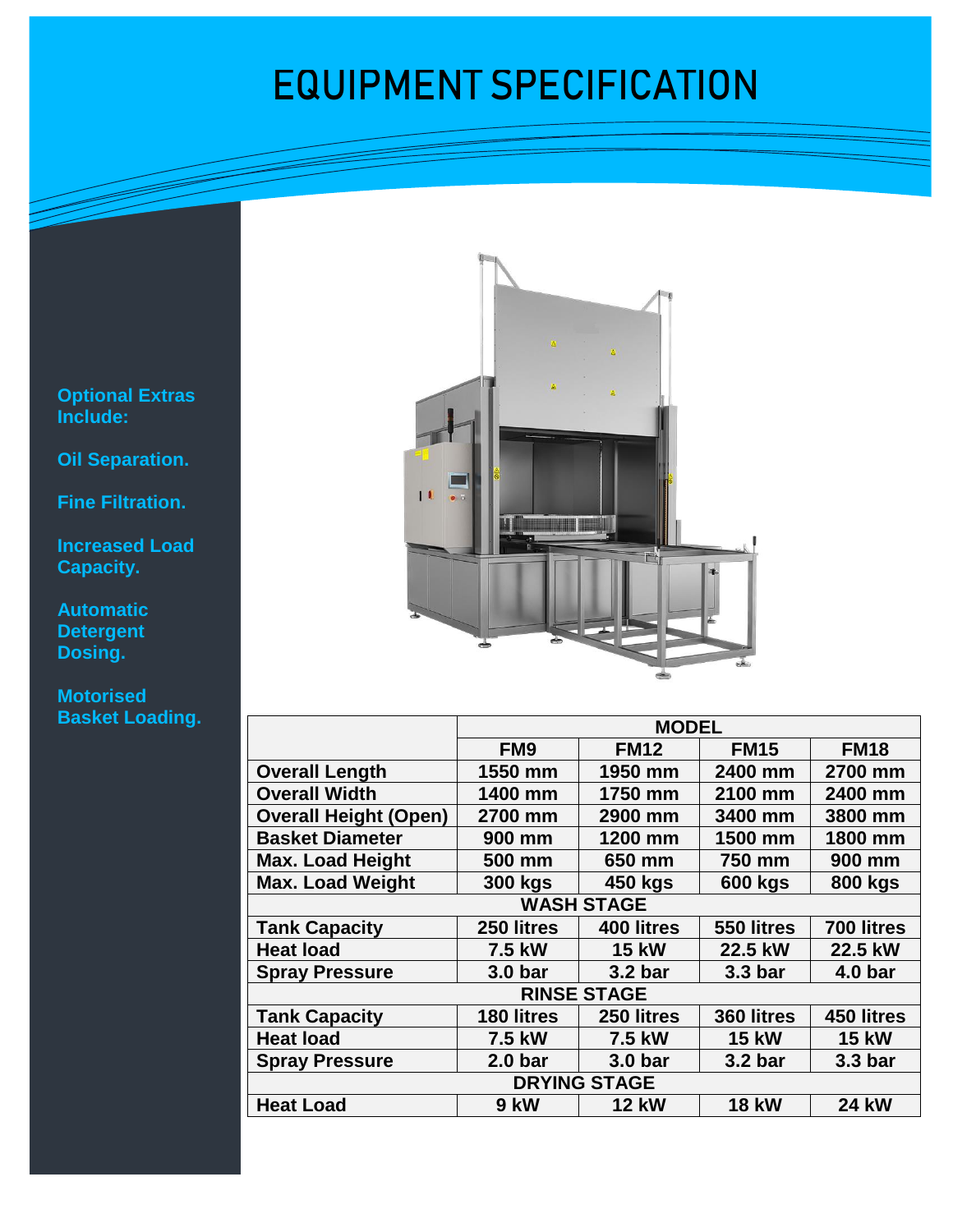# EQUIPMENT SPECIFICATION

**Optional Extras Include:**

**Oil Separation.**

**Fine Filtration.**

**Increased Load Capacity.**

**Automatic Detergent Dosing.**

**Motorised Basket Loading.**

| | MODEL | | | |
|---|---|---|---|---|
| | **FM9** | **FM12** | **FM15** | **FM18** |
| **Overall Length** | **1550 mm** | **1950 mm** | **2400 mm** | **2700 mm** |
| **Overall Width** | **1400 mm** | **1750 mm** | **2100 mm** | **2400 mm** |
| **Overall Height (Open)** | **2700 mm** | **2900 mm** | **3400 mm** | **3800 mm** |
| **Basket Diameter** | **900 mm** | **1200 mm** | **1500 mm** | **1800 mm** |
| **Max. Load Height** | **500 mm** | **650 mm** | **750 mm** | **900 mm** |
| **Max. Load Weight** | **300 kgs** | **450 kgs** | **600 kgs** | **800 kgs** |
| **WASH STAGE** | | | | |
| **Tank Capacity** | **250 litres** | **400 litres** | **550 litres** | **700 litres** |
| **Heat load** | **7.5 kW** | **15 kW** | **22.5 kW** | **22.5 kW** |
| **Spray Pressure** | **3.0 bar** | **3.2 bar** | **3.3 bar** | **4.0 bar** |
| **RINSE STAGE** | | | | |
| **Tank Capacity** | **180 litres** | **250 litres** | **360 litres** | **450 litres** |
| **Heat load** | **7.5 kW** | **7.5 kW** | **15 kW** | **15 kW** |
| **Spray Pressure** | **2.0 bar** | **3.0 bar** | **3.2 bar** | **3.3 bar** |
| **DRYING STAGE** | | | | |
| **Heat Load** | **9 kW** | **12 kW** | **18 kW** | **24 kW** |